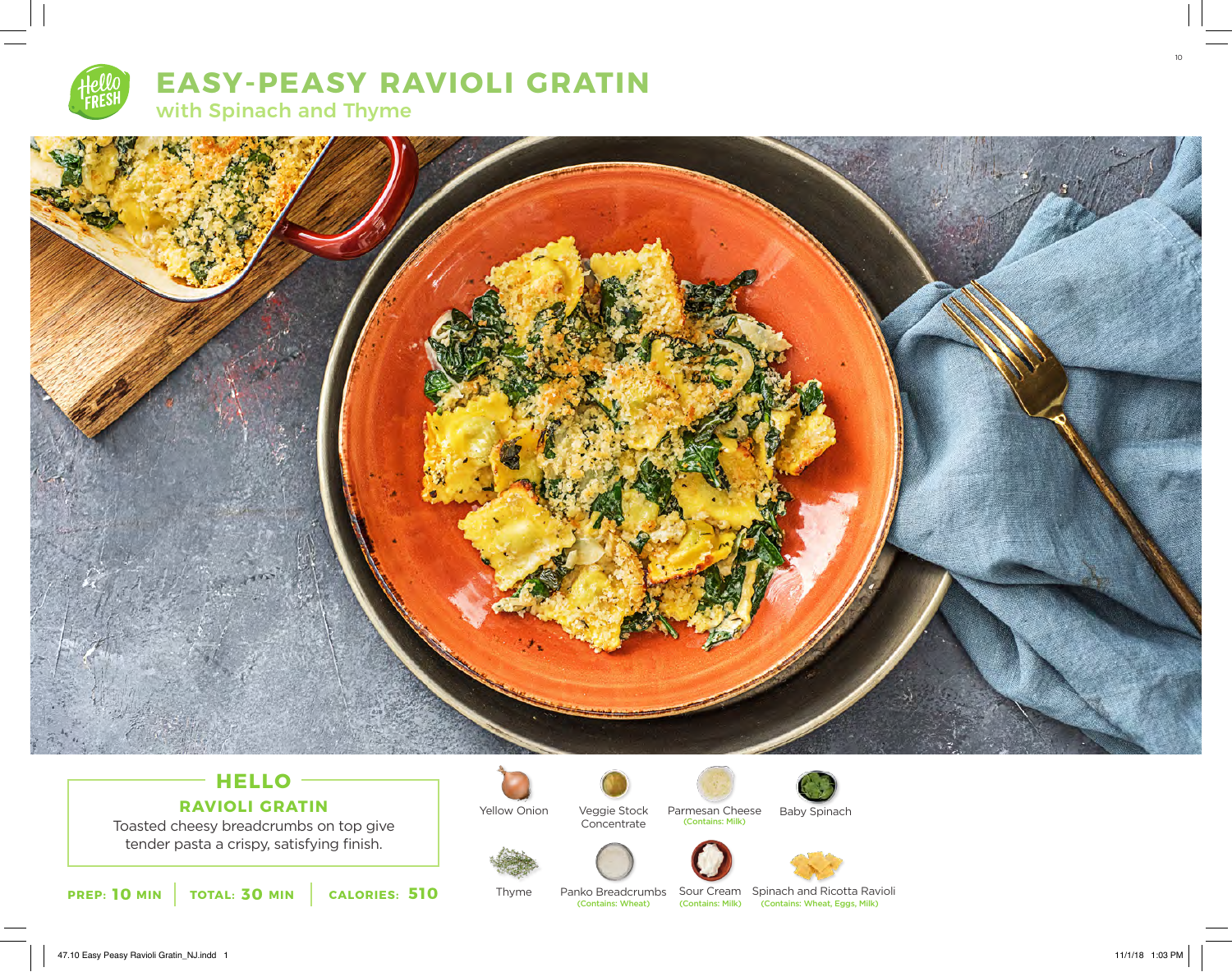# EASY-PEASY RAVIOLI GRATIN

## with Spinach and Thyme

### HELLO

**RAVIOLI GRATIN**

Toasted cheesy breadcrumbs on top give tender pasta a crispy, satisfying finish.

**PREP: 10 MIN** | **TOTAL: 30 MIN** | **CALORIES: 510**

- Yellow Onion
- Veggie Stock Concentrate
- Parmesan Cheese (Contains: Milk)
- Baby Spinach
- Thyme
- Panko Breadcrumbs (Contains: Wheat)
- Sour Cream (Contains: Milk)
- Spinach and Ricotta Ravioli (Contains: Wheat, Eggs, Milk)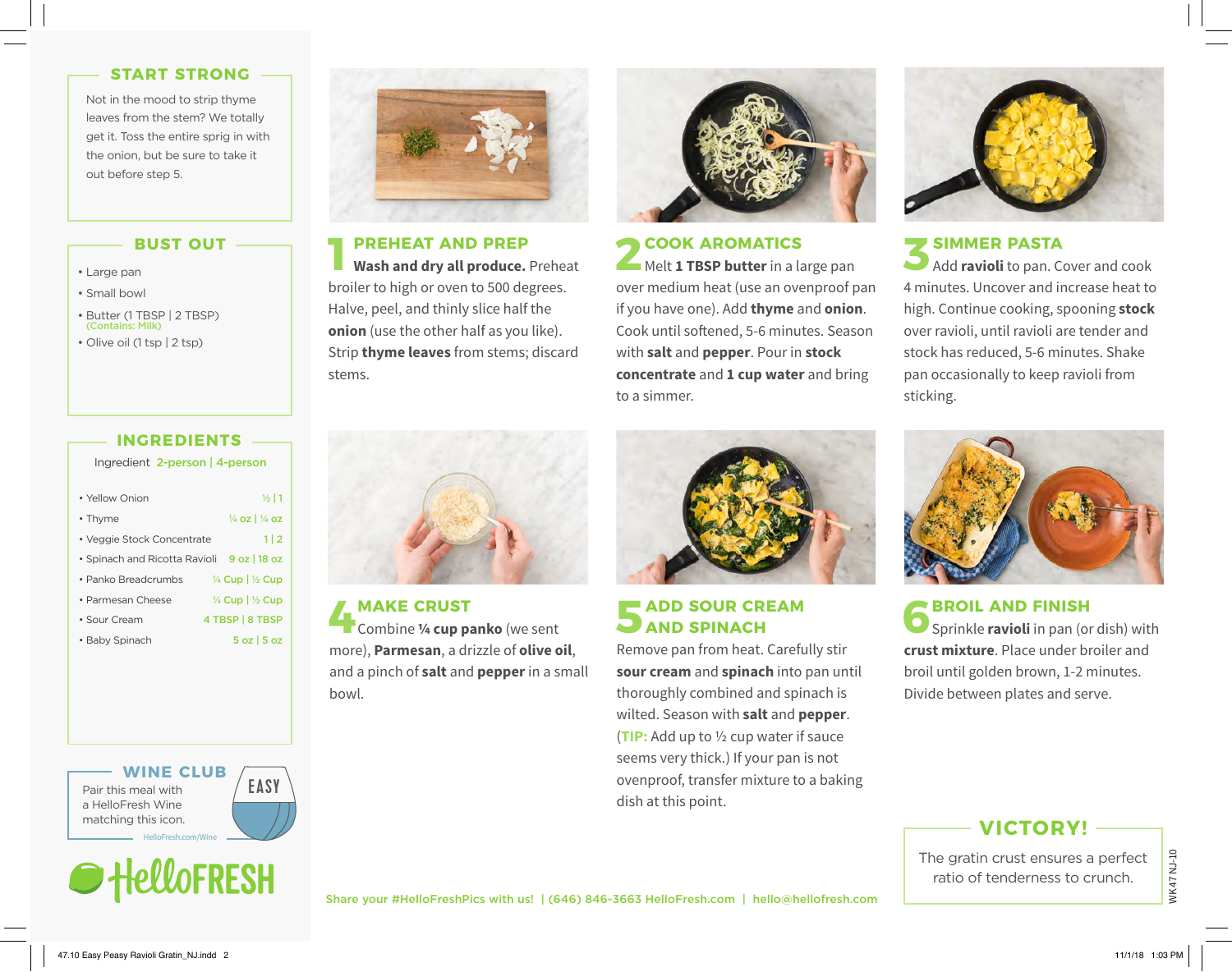## START STRONG

Not in the mood to strip thyme leaves from the stem? We totally get it. Toss the entire sprig in with the onion, but be sure to take it out before step 5.

## BUST OUT

- Large pan
- Small bowl
- Butter (1 TBSP | 2 TBSP) (Contains: Milk)
- Olive oil (1 tsp | 2 tsp)

## INGREDIENTS

| Ingredient | 2-person \| 4-person |
|---|---|
| Yellow Onion | ½ \| 1 |
| Thyme | ¼ oz \| ¼ oz |
| Veggie Stock Concentrate | 1 \| 2 |
| Spinach and Ricotta Ravioli | 9 oz \| 18 oz |
| Panko Breadcrumbs | ¼ Cup \| ½ Cup |
| Parmesan Cheese | ¼ Cup \| ½ Cup |
| Sour Cream | 4 TBSP \| 8 TBSP |
| Baby Spinach | 5 oz \| 5 oz |

## WINE CLUB

Pair this meal with a HelloFresh Wine matching this icon.

HelloFresh.com/Wine

EASY

HelloFRESH

## 1 PREHEAT AND PREP

**Wash and dry all produce.** Preheat broiler to high or oven to 500 degrees. Halve, peel, and thinly slice half the **onion** (use the other half as you like). Strip **thyme leaves** from stems; discard stems.

## 2 COOK AROMATICS

Melt **1 TBSP butter** in a large pan over medium heat (use an ovenproof pan if you have one). Add **thyme** and **onion**. Cook until softened, 5-6 minutes. Season with **salt** and **pepper**. Pour in **stock concentrate** and **1 cup water** and bring to a simmer.

## 3 SIMMER PASTA

Add **ravioli** to pan. Cover and cook 4 minutes. Uncover and increase heat to high. Continue cooking, spooning **stock** over ravioli, until ravioli are tender and stock has reduced, 5-6 minutes. Shake pan occasionally to keep ravioli from sticking.

## 4 MAKE CRUST

Combine **¼ cup panko** (we sent more), **Parmesan**, a drizzle of **olive oil**, and a pinch of **salt** and **pepper** in a small bowl.

## 5 ADD SOUR CREAM AND SPINACH

Remove pan from heat. Carefully stir **sour cream** and **spinach** into pan until thoroughly combined and spinach is wilted. Season with **salt** and **pepper**. (**TIP:** Add up to ½ cup water if sauce seems very thick.) If your pan is not ovenproof, transfer mixture to a baking dish at this point.

## 6 BROIL AND FINISH

Sprinkle **ravioli** in pan (or dish) with **crust mixture**. Place under broiler and broil until golden brown, 1-2 minutes. Divide between plates and serve.

## VICTORY!

The gratin crust ensures a perfect ratio of tenderness to crunch.

WK47 NJ-10

Share your #HelloFreshPics with us! | (646) 846-3663 HelloFresh.com | hello@hellofresh.com